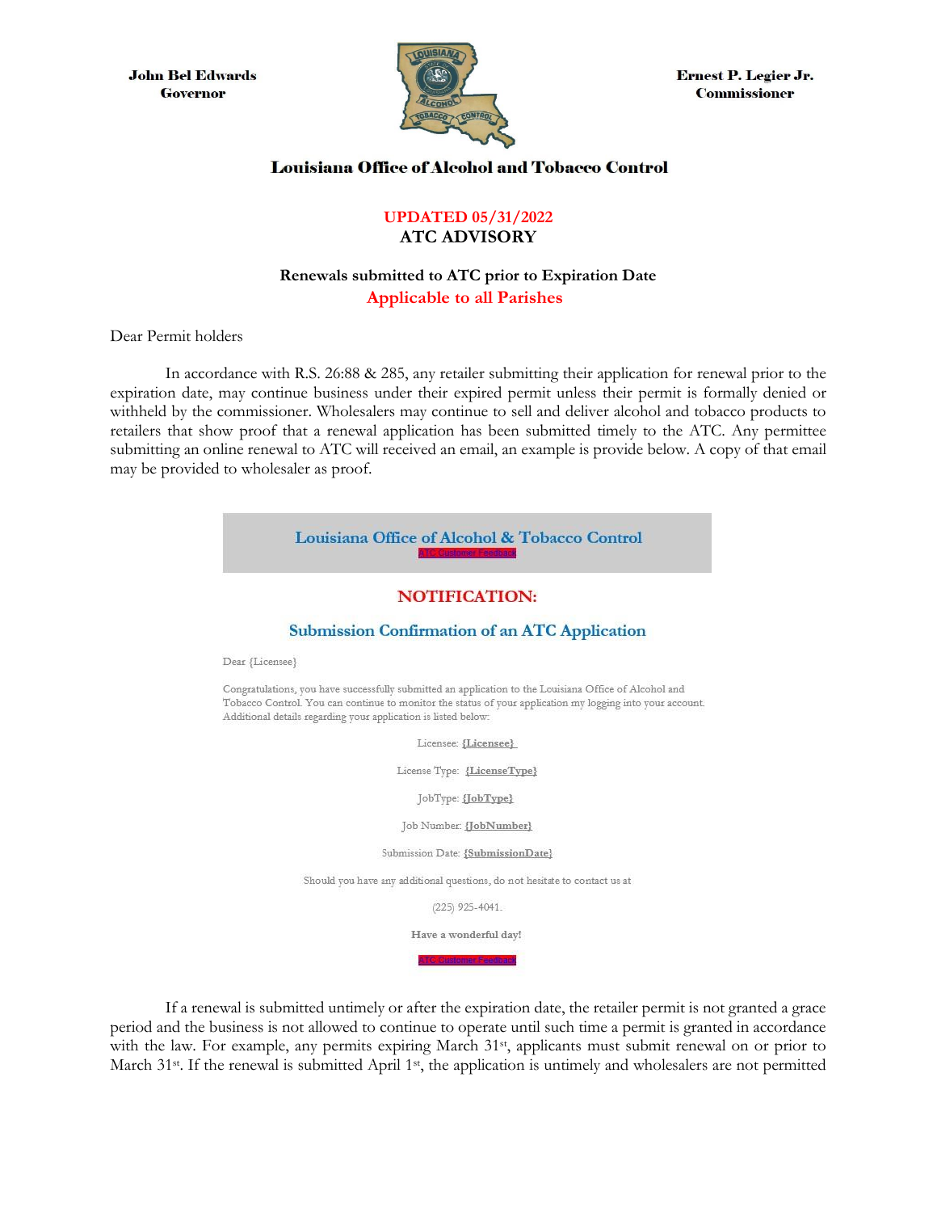John Bel Edwards
Governor

Ernest P. Legier Jr.
Commissioner

# Louisiana Office of Alcohol and Tobacco Control

**UPDATED 05/31/2022**

## ATC ADVISORY

### Renewals submitted to ATC prior to Expiration Date

**Applicable to all Parishes**

Dear Permit holders

In accordance with R.S. 26:88 & 285, any retailer submitting their application for renewal prior to the expiration date, may continue business under their expired permit unless their permit is formally denied or withheld by the commissioner. Wholesalers may continue to sell and deliver alcohol and tobacco products to retailers that show proof that a renewal application has been submitted timely to the ATC. Any permittee submitting an online renewal to ATC will received an email, an example is provide below. A copy of that email may be provided to wholesaler as proof.

> **Louisiana Office of Alcohol & Tobacco Control**
>
> ATC Customer Feedback
>
> **NOTIFICATION:**
>
> **Submission Confirmation of an ATC Application**
>
> Dear {Licensee}
>
> Congratulations, you have successfully submitted an application to the Louisiana Office of Alcohol and Tobacco Control. You can continue to monitor the status of your application my logging into your account. Additional details regarding your application is listed below:
>
> Licensee: {Licensee}
>
> License Type: {LicenseType}
>
> JobType: {JobType}
>
> Job Number: {JobNumber}
>
> Submission Date: {SubmissionDate}
>
> Should you have any additional questions, do not hesitate to contact us at
>
> (225) 925-4041.
>
> **Have a wonderful day!**
>
> ATC Customer Feedback

If a renewal is submitted untimely or after the expiration date, the retailer permit is not granted a grace period and the business is not allowed to continue to operate until such time a permit is granted in accordance with the law. For example, any permits expiring March 31st, applicants must submit renewal on or prior to March 31st. If the renewal is submitted April 1st, the application is untimely and wholesalers are not permitted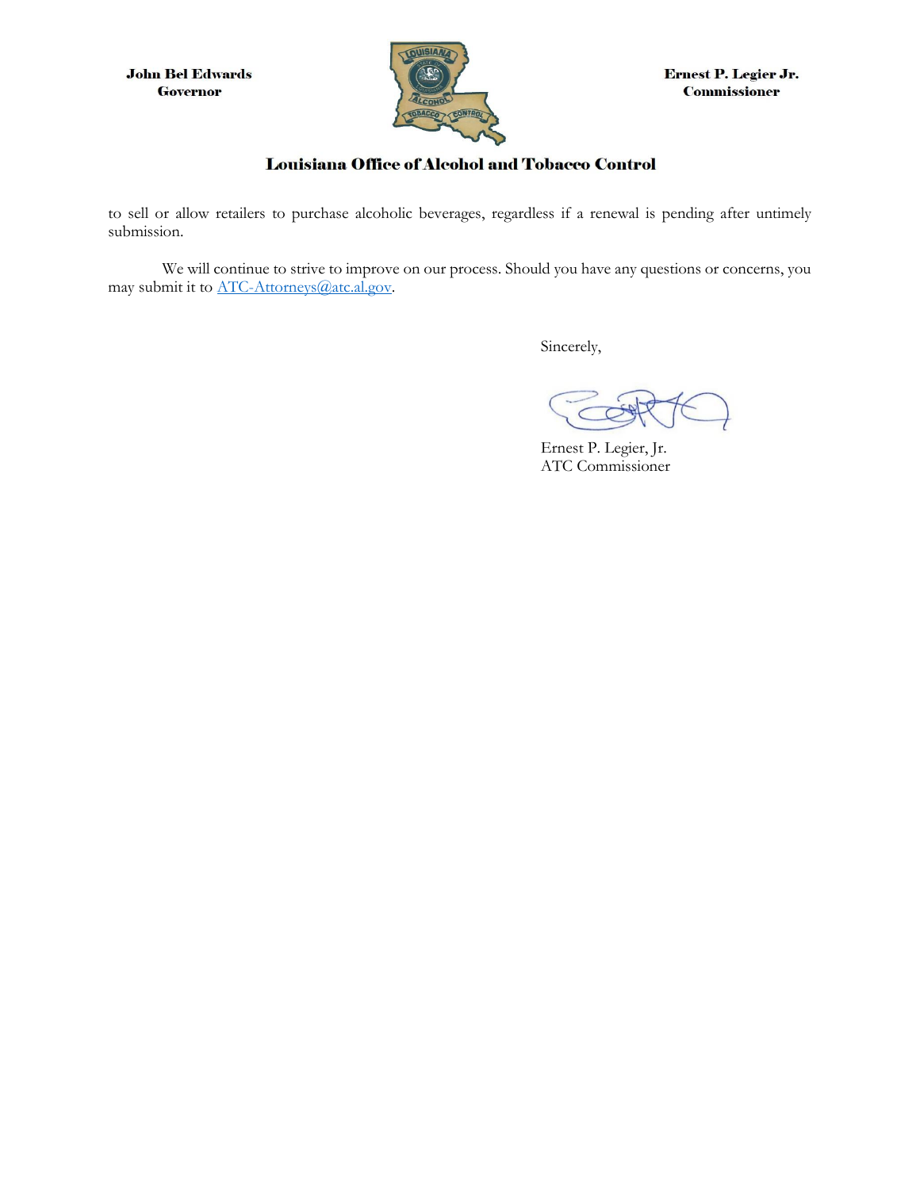John Bel Edwards
Governor

Ernest P. Legier Jr.
Commissioner

**Louisiana Office of Alcohol and Tobacco Control**

to sell or allow retailers to purchase alcoholic beverages, regardless if a renewal is pending after untimely submission.

We will continue to strive to improve on our process. Should you have any questions or concerns, you may submit it to ATC-Attorneys@atc.al.gov.

Sincerely,

Ernest P. Legier, Jr.
ATC Commissioner